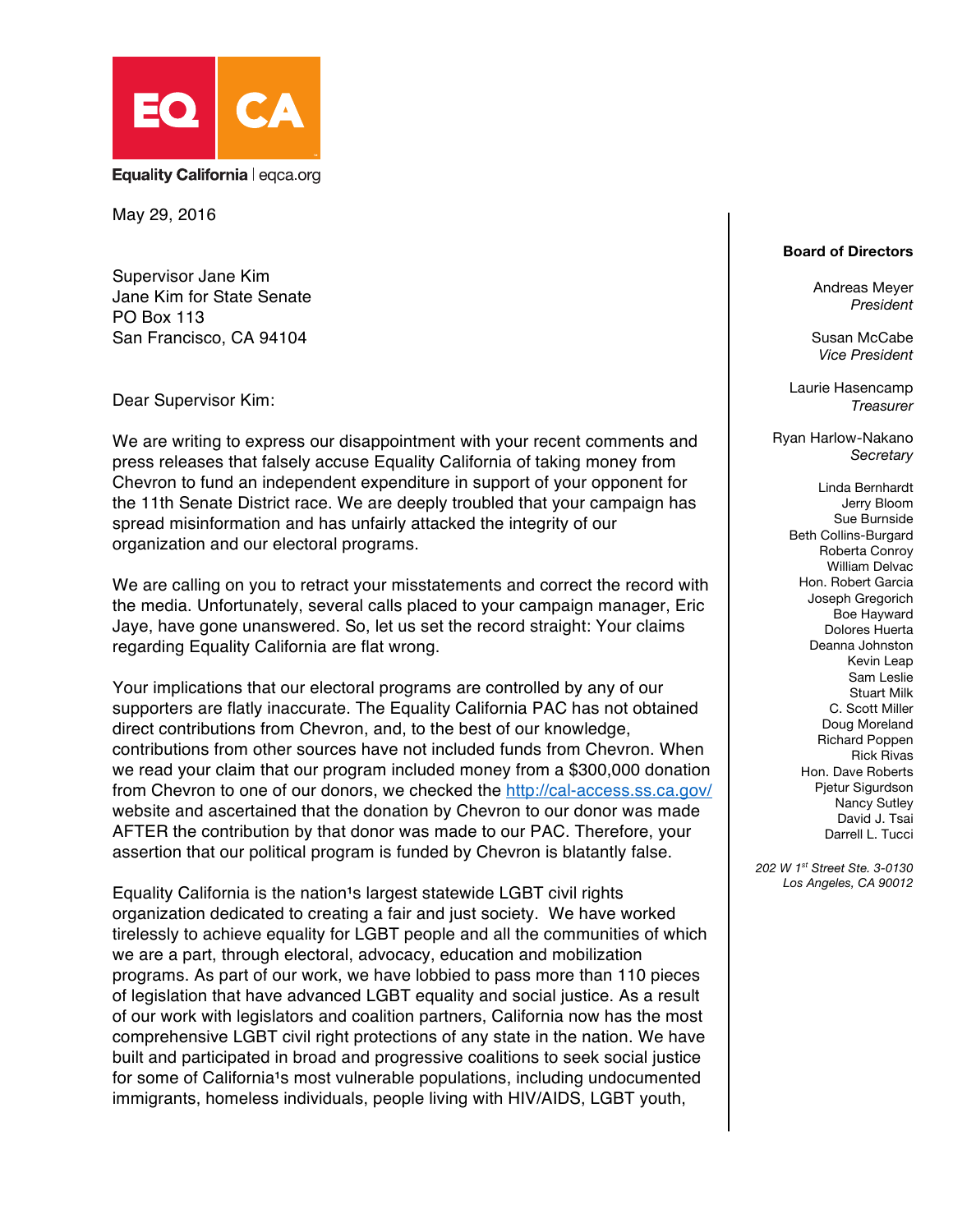EQ CA

Equality California | eqca.org

May 29, 2016

Supervisor Jane Kim
Jane Kim for State Senate
PO Box 113
San Francisco, CA 94104

Dear Supervisor Kim:

We are writing to express our disappointment with your recent comments and press releases that falsely accuse Equality California of taking money from Chevron to fund an independent expenditure in support of your opponent for the 11th Senate District race. We are deeply troubled that your campaign has spread misinformation and has unfairly attacked the integrity of our organization and our electoral programs.

We are calling on you to retract your misstatements and correct the record with the media. Unfortunately, several calls placed to your campaign manager, Eric Jaye, have gone unanswered. So, let us set the record straight: Your claims regarding Equality California are flat wrong.

Your implications that our electoral programs are controlled by any of our supporters are flatly inaccurate. The Equality California PAC has not obtained direct contributions from Chevron, and, to the best of our knowledge, contributions from other sources have not included funds from Chevron. When we read your claim that our program included money from a $300,000 donation from Chevron to one of our donors, we checked the http://cal-access.ss.ca.gov/ website and ascertained that the donation by Chevron to our donor was made AFTER the contribution by that donor was made to our PAC. Therefore, your assertion that our political program is funded by Chevron is blatantly false.

Equality California is the nation¹s largest statewide LGBT civil rights organization dedicated to creating a fair and just society. We have worked tirelessly to achieve equality for LGBT people and all the communities of which we are a part, through electoral, advocacy, education and mobilization programs. As part of our work, we have lobbied to pass more than 110 pieces of legislation that have advanced LGBT equality and social justice. As a result of our work with legislators and coalition partners, California now has the most comprehensive LGBT civil right protections of any state in the nation. We have built and participated in broad and progressive coalitions to seek social justice for some of California¹s most vulnerable populations, including undocumented immigrants, homeless individuals, people living with HIV/AIDS, LGBT youth,

**Board of Directors**

Andreas Meyer
*President*

Susan McCabe
*Vice President*

Laurie Hasencamp
*Treasurer*

Ryan Harlow-Nakano
*Secretary*

Linda Bernhardt
Jerry Bloom
Sue Burnside
Beth Collins-Burgard
Roberta Conroy
William Delvac
Hon. Robert Garcia
Joseph Gregorich
Boe Hayward
Dolores Huerta
Deanna Johnston
Kevin Leap
Sam Leslie
Stuart Milk
C. Scott Miller
Doug Moreland
Richard Poppen
Rick Rivas
Hon. Dave Roberts
Pjetur Sigurdson
Nancy Sutley
David J. Tsai
Darrell L. Tucci

*202 W 1st Street Ste. 3-0130*
*Los Angeles, CA 90012*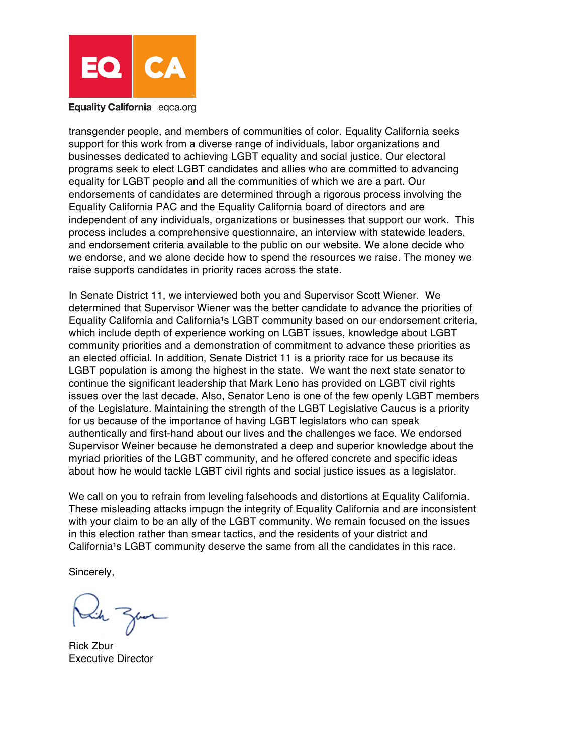Equality California | eqca.org

transgender people, and members of communities of color. Equality California seeks support for this work from a diverse range of individuals, labor organizations and businesses dedicated to achieving LGBT equality and social justice. Our electoral programs seek to elect LGBT candidates and allies who are committed to advancing equality for LGBT people and all the communities of which we are a part. Our endorsements of candidates are determined through a rigorous process involving the Equality California PAC and the Equality California board of directors and are independent of any individuals, organizations or businesses that support our work. This process includes a comprehensive questionnaire, an interview with statewide leaders, and endorsement criteria available to the public on our website. We alone decide who we endorse, and we alone decide how to spend the resources we raise. The money we raise supports candidates in priority races across the state.

In Senate District 11, we interviewed both you and Supervisor Scott Wiener. We determined that Supervisor Wiener was the better candidate to advance the priorities of Equality California and California¹s LGBT community based on our endorsement criteria, which include depth of experience working on LGBT issues, knowledge about LGBT community priorities and a demonstration of commitment to advance these priorities as an elected official. In addition, Senate District 11 is a priority race for us because its LGBT population is among the highest in the state. We want the next state senator to continue the significant leadership that Mark Leno has provided on LGBT civil rights issues over the last decade. Also, Senator Leno is one of the few openly LGBT members of the Legislature. Maintaining the strength of the LGBT Legislative Caucus is a priority for us because of the importance of having LGBT legislators who can speak authentically and first-hand about our lives and the challenges we face. We endorsed Supervisor Weiner because he demonstrated a deep and superior knowledge about the myriad priorities of the LGBT community, and he offered concrete and specific ideas about how he would tackle LGBT civil rights and social justice issues as a legislator.

We call on you to refrain from leveling falsehoods and distortions at Equality California. These misleading attacks impugn the integrity of Equality California and are inconsistent with your claim to be an ally of the LGBT community. We remain focused on the issues in this election rather than smear tactics, and the residents of your district and California¹s LGBT community deserve the same from all the candidates in this race.

Sincerely,

Rick Zbur
Executive Director